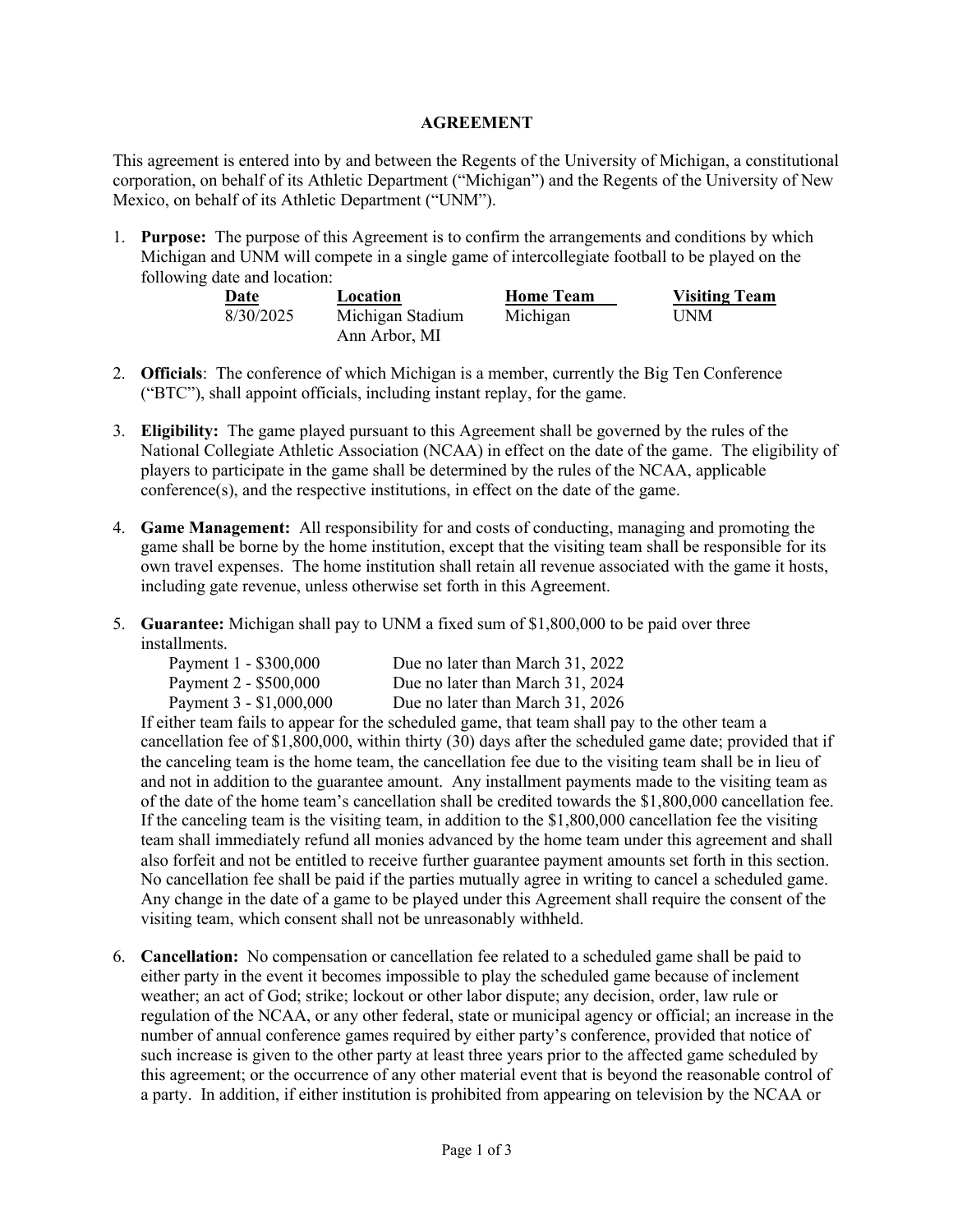**AGREEMENT**

This agreement is entered into by and between the Regents of the University of Michigan, a constitutional corporation, on behalf of its Athletic Department ("Michigan") and the Regents of the University of New Mexico, on behalf of its Athletic Department ("UNM").

1. **Purpose:** The purpose of this Agreement is to confirm the arrangements and conditions by which Michigan and UNM will compete in a single game of intercollegiate football to be played on the following date and location:

| Date | Location | Home Team | Visiting Team |
|---|---|---|---|
| 8/30/2025 | Michigan Stadium Ann Arbor, MI | Michigan | UNM |

2. **Officials**: The conference of which Michigan is a member, currently the Big Ten Conference ("BTC"), shall appoint officials, including instant replay, for the game.

3. **Eligibility:** The game played pursuant to this Agreement shall be governed by the rules of the National Collegiate Athletic Association (NCAA) in effect on the date of the game. The eligibility of players to participate in the game shall be determined by the rules of the NCAA, applicable conference(s), and the respective institutions, in effect on the date of the game.

4. **Game Management:** All responsibility for and costs of conducting, managing and promoting the game shall be borne by the home institution, except that the visiting team shall be responsible for its own travel expenses. The home institution shall retain all revenue associated with the game it hosts, including gate revenue, unless otherwise set forth in this Agreement.

5. **Guarantee:** Michigan shall pay to UNM a fixed sum of $1,800,000 to be paid over three installments.

   | | |
   |---|---|
   | Payment 1 - $300,000 | Due no later than March 31, 2022 |
   | Payment 2 - $500,000 | Due no later than March 31, 2024 |
   | Payment 3 - $1,000,000 | Due no later than March 31, 2026 |

   If either team fails to appear for the scheduled game, that team shall pay to the other team a cancellation fee of $1,800,000, within thirty (30) days after the scheduled game date; provided that if the canceling team is the home team, the cancellation fee due to the visiting team shall be in lieu of and not in addition to the guarantee amount. Any installment payments made to the visiting team as of the date of the home team's cancellation shall be credited towards the $1,800,000 cancellation fee. If the canceling team is the visiting team, in addition to the $1,800,000 cancellation fee the visiting team shall immediately refund all monies advanced by the home team under this agreement and shall also forfeit and not be entitled to receive further guarantee payment amounts set forth in this section. No cancellation fee shall be paid if the parties mutually agree in writing to cancel a scheduled game. Any change in the date of a game to be played under this Agreement shall require the consent of the visiting team, which consent shall not be unreasonably withheld.

6. **Cancellation:** No compensation or cancellation fee related to a scheduled game shall be paid to either party in the event it becomes impossible to play the scheduled game because of inclement weather; an act of God; strike; lockout or other labor dispute; any decision, order, law rule or regulation of the NCAA, or any other federal, state or municipal agency or official; an increase in the number of annual conference games required by either party's conference, provided that notice of such increase is given to the other party at least three years prior to the affected game scheduled by this agreement; or the occurrence of any other material event that is beyond the reasonable control of a party. In addition, if either institution is prohibited from appearing on television by the NCAA or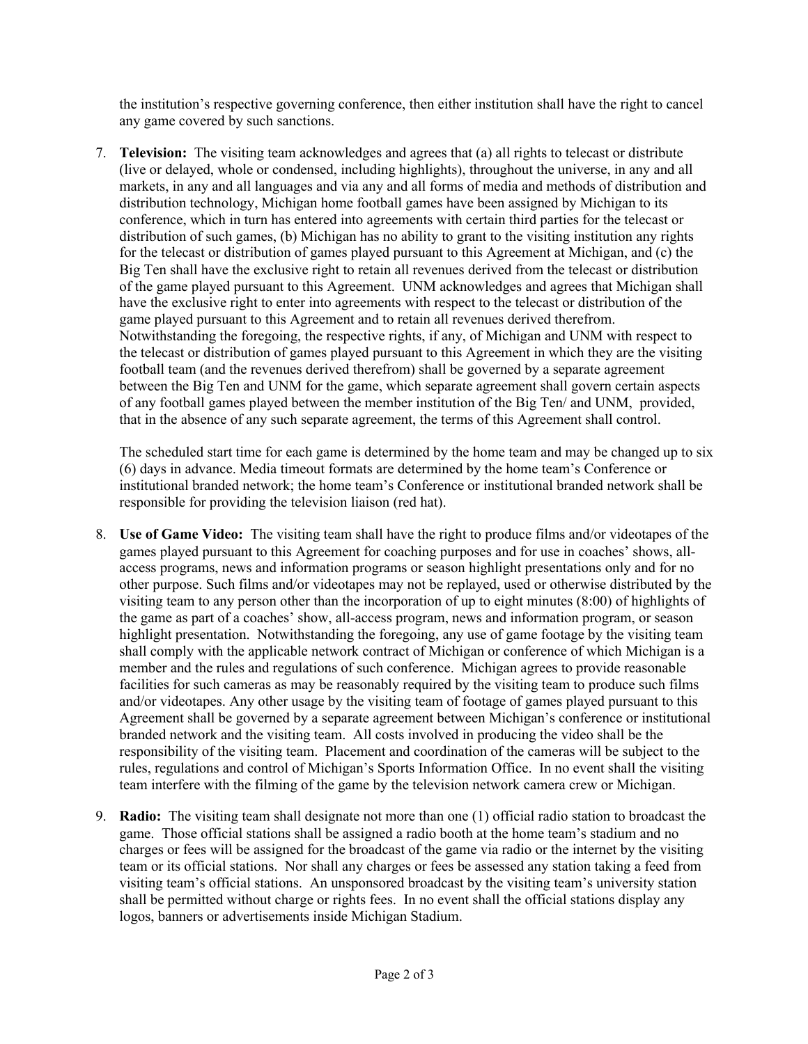the institution's respective governing conference, then either institution shall have the right to cancel any game covered by such sanctions.

7. **Television:** The visiting team acknowledges and agrees that (a) all rights to telecast or distribute (live or delayed, whole or condensed, including highlights), throughout the universe, in any and all markets, in any and all languages and via any and all forms of media and methods of distribution and distribution technology, Michigan home football games have been assigned by Michigan to its conference, which in turn has entered into agreements with certain third parties for the telecast or distribution of such games, (b) Michigan has no ability to grant to the visiting institution any rights for the telecast or distribution of games played pursuant to this Agreement at Michigan, and (c) the Big Ten shall have the exclusive right to retain all revenues derived from the telecast or distribution of the game played pursuant to this Agreement. UNM acknowledges and agrees that Michigan shall have the exclusive right to enter into agreements with respect to the telecast or distribution of the game played pursuant to this Agreement and to retain all revenues derived therefrom. Notwithstanding the foregoing, the respective rights, if any, of Michigan and UNM with respect to the telecast or distribution of games played pursuant to this Agreement in which they are the visiting football team (and the revenues derived therefrom) shall be governed by a separate agreement between the Big Ten and UNM for the game, which separate agreement shall govern certain aspects of any football games played between the member institution of the Big Ten/ and UNM, provided, that in the absence of any such separate agreement, the terms of this Agreement shall control.

   The scheduled start time for each game is determined by the home team and may be changed up to six (6) days in advance. Media timeout formats are determined by the home team's Conference or institutional branded network; the home team's Conference or institutional branded network shall be responsible for providing the television liaison (red hat).

8. **Use of Game Video:** The visiting team shall have the right to produce films and/or videotapes of the games played pursuant to this Agreement for coaching purposes and for use in coaches' shows, all-access programs, news and information programs or season highlight presentations only and for no other purpose. Such films and/or videotapes may not be replayed, used or otherwise distributed by the visiting team to any person other than the incorporation of up to eight minutes (8:00) of highlights of the game as part of a coaches' show, all-access program, news and information program, or season highlight presentation. Notwithstanding the foregoing, any use of game footage by the visiting team shall comply with the applicable network contract of Michigan or conference of which Michigan is a member and the rules and regulations of such conference. Michigan agrees to provide reasonable facilities for such cameras as may be reasonably required by the visiting team to produce such films and/or videotapes. Any other usage by the visiting team of footage of games played pursuant to this Agreement shall be governed by a separate agreement between Michigan's conference or institutional branded network and the visiting team. All costs involved in producing the video shall be the responsibility of the visiting team. Placement and coordination of the cameras will be subject to the rules, regulations and control of Michigan's Sports Information Office. In no event shall the visiting team interfere with the filming of the game by the television network camera crew or Michigan.

9. **Radio:** The visiting team shall designate not more than one (1) official radio station to broadcast the game. Those official stations shall be assigned a radio booth at the home team's stadium and no charges or fees will be assigned for the broadcast of the game via radio or the internet by the visiting team or its official stations. Nor shall any charges or fees be assessed any station taking a feed from visiting team's official stations. An unsponsored broadcast by the visiting team's university station shall be permitted without charge or rights fees. In no event shall the official stations display any logos, banners or advertisements inside Michigan Stadium.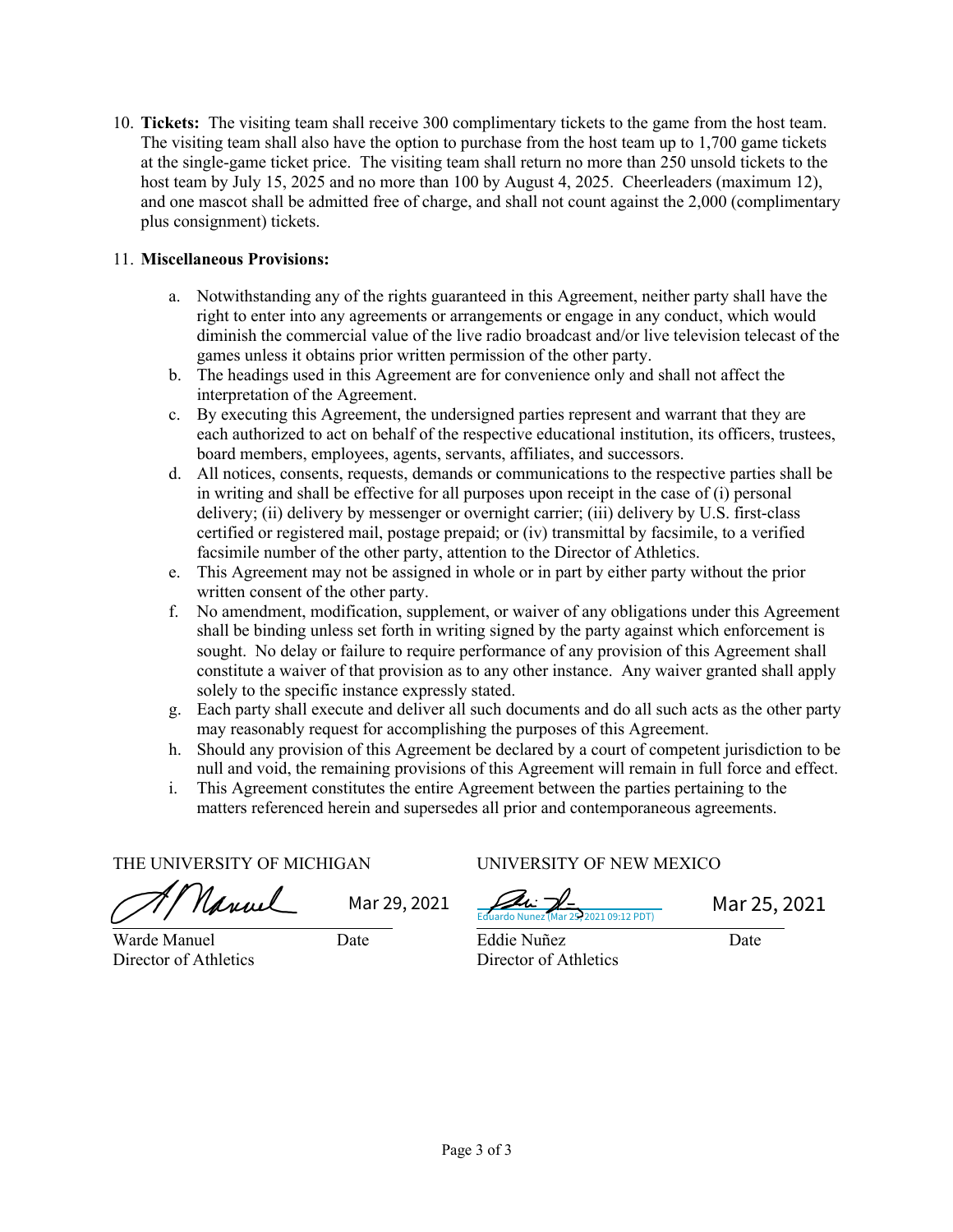10. **Tickets:** The visiting team shall receive 300 complimentary tickets to the game from the host team. The visiting team shall also have the option to purchase from the host team up to 1,700 game tickets at the single-game ticket price. The visiting team shall return no more than 250 unsold tickets to the host team by July 15, 2025 and no more than 100 by August 4, 2025. Cheerleaders (maximum 12), and one mascot shall be admitted free of charge, and shall not count against the 2,000 (complimentary plus consignment) tickets.

11. **Miscellaneous Provisions:**

    a. Notwithstanding any of the rights guaranteed in this Agreement, neither party shall have the right to enter into any agreements or arrangements or engage in any conduct, which would diminish the commercial value of the live radio broadcast and/or live television telecast of the games unless it obtains prior written permission of the other party.

    b. The headings used in this Agreement are for convenience only and shall not affect the interpretation of the Agreement.

    c. By executing this Agreement, the undersigned parties represent and warrant that they are each authorized to act on behalf of the respective educational institution, its officers, trustees, board members, employees, agents, servants, affiliates, and successors.

    d. All notices, consents, requests, demands or communications to the respective parties shall be in writing and shall be effective for all purposes upon receipt in the case of (i) personal delivery; (ii) delivery by messenger or overnight carrier; (iii) delivery by U.S. first-class certified or registered mail, postage prepaid; or (iv) transmittal by facsimile, to a verified facsimile number of the other party, attention to the Director of Athletics.

    e. This Agreement may not be assigned in whole or in part by either party without the prior written consent of the other party.

    f. No amendment, modification, supplement, or waiver of any obligations under this Agreement shall be binding unless set forth in writing signed by the party against which enforcement is sought. No delay or failure to require performance of any provision of this Agreement shall constitute a waiver of that provision as to any other instance. Any waiver granted shall apply solely to the specific instance expressly stated.

    g. Each party shall execute and deliver all such documents and do all such acts as the other party may reasonably request for accomplishing the purposes of this Agreement.

    h. Should any provision of this Agreement be declared by a court of competent jurisdiction to be null and void, the remaining provisions of this Agreement will remain in full force and effect.

    i. This Agreement constitutes the entire Agreement between the parties pertaining to the matters referenced herein and supersedes all prior and contemporaneous agreements.

| THE UNIVERSITY OF MICHIGAN | | UNIVERSITY OF NEW MEXICO | |
|---|---|---|---|
| [Signature] | Mar 29, 2021 | [Signature] Eduardo Nunez (Mar 25, 2021 09:12 PDT) | Mar 25, 2021 |
| Warde Manuel<br>Director of Athletics | Date | Eddie Nuñez<br>Director of Athletics | Date |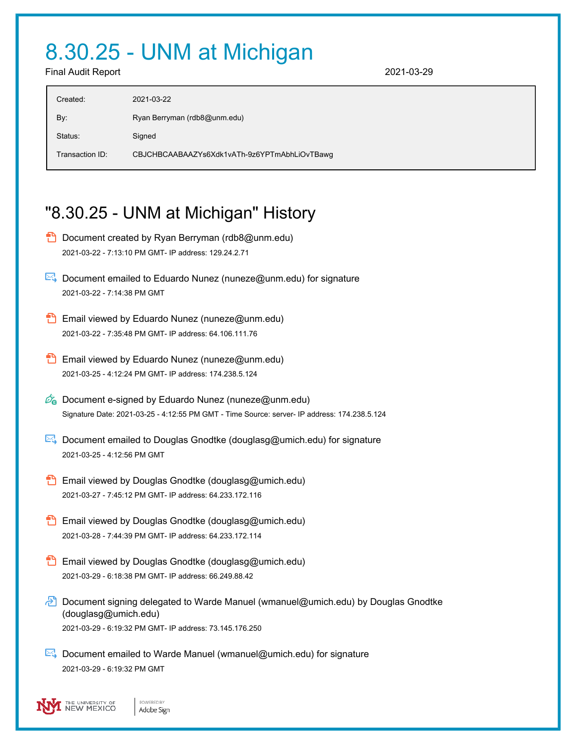# 8.30.25 - UNM at Michigan

Final Audit Report 2021-03-29

| | |
|---|---|
| Created: | 2021-03-22 |
| By: | Ryan Berryman (rdb8@unm.edu) |
| Status: | Signed |
| Transaction ID: | CBJCHBCAABAAZYs6Xdk1vATh-9z6YPTmAbhLiOvTBawg |

## "8.30.25 - UNM at Michigan" History

- Document created by Ryan Berryman (rdb8@unm.edu)
  2021-03-22 - 7:13:10 PM GMT- IP address: 129.24.2.71

- Document emailed to Eduardo Nunez (nuneze@unm.edu) for signature
  2021-03-22 - 7:14:38 PM GMT

- Email viewed by Eduardo Nunez (nuneze@unm.edu)
  2021-03-22 - 7:35:48 PM GMT- IP address: 64.106.111.76

- Email viewed by Eduardo Nunez (nuneze@unm.edu)
  2021-03-25 - 4:12:24 PM GMT- IP address: 174.238.5.124

- Document e-signed by Eduardo Nunez (nuneze@unm.edu)
  Signature Date: 2021-03-25 - 4:12:55 PM GMT - Time Source: server- IP address: 174.238.5.124

- Document emailed to Douglas Gnodtke (douglasg@umich.edu) for signature
  2021-03-25 - 4:12:56 PM GMT

- Email viewed by Douglas Gnodtke (douglasg@umich.edu)
  2021-03-27 - 7:45:12 PM GMT- IP address: 64.233.172.116

- Email viewed by Douglas Gnodtke (douglasg@umich.edu)
  2021-03-28 - 7:44:39 PM GMT- IP address: 64.233.172.114

- Email viewed by Douglas Gnodtke (douglasg@umich.edu)
  2021-03-29 - 6:18:38 PM GMT- IP address: 66.249.88.42

- Document signing delegated to Warde Manuel (wmanuel@umich.edu) by Douglas Gnodtke (douglasg@umich.edu)
  2021-03-29 - 6:19:32 PM GMT- IP address: 73.145.176.250

- Document emailed to Warde Manuel (wmanuel@umich.edu) for signature
  2021-03-29 - 6:19:32 PM GMT

THE UNIVERSITY OF NEW MEXICO | POWERED BY Adobe Sign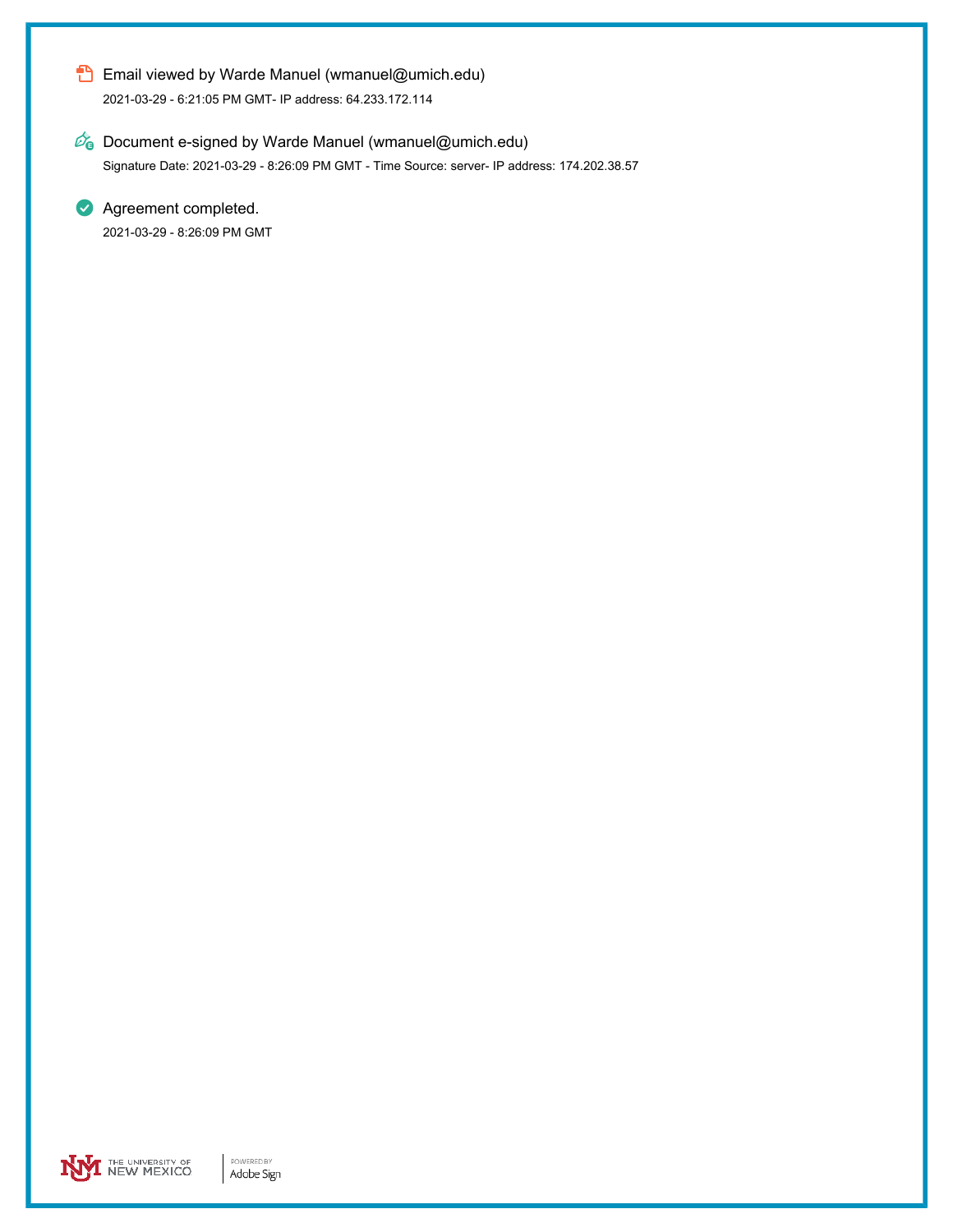Email viewed by Warde Manuel (wmanuel@umich.edu)

2021-03-29 - 6:21:05 PM GMT- IP address: 64.233.172.114

Document e-signed by Warde Manuel (wmanuel@umich.edu)

Signature Date: 2021-03-29 - 8:26:09 PM GMT - Time Source: server- IP address: 174.202.38.57

Agreement completed.

2021-03-29 - 8:26:09 PM GMT